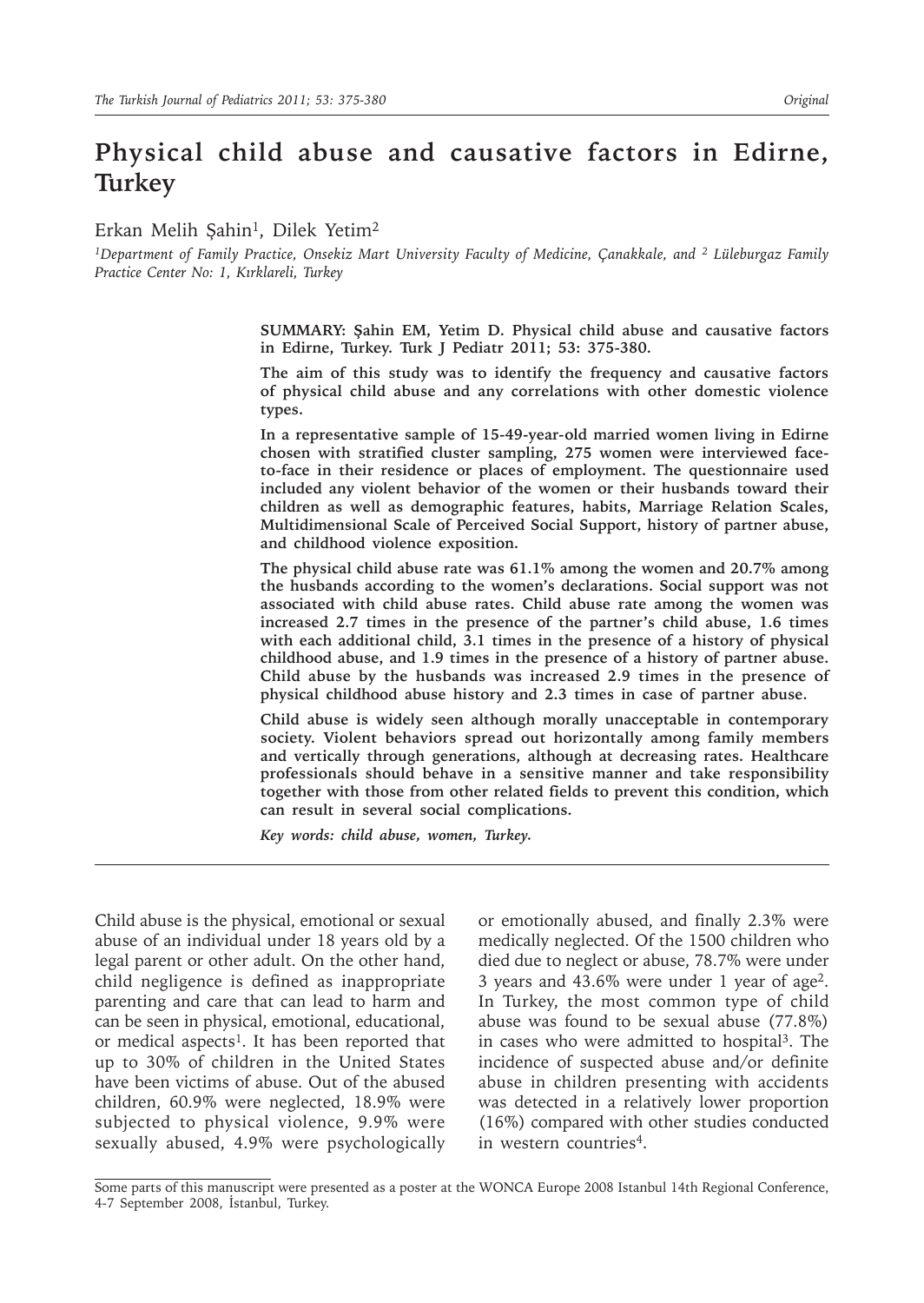# Physical child abuse and causative factors in Edirne, Turkey

Erkan Melih Şahin[1], Dilek Yetim[2]

[1]Department of Family Practice, Onsekiz Mart University Faculty of Medicine, Çanakkale, and [2] Lüleburgaz Family Practice Center No: 1, Kırklareli, Turkey

**SUMMARY: Şahin EM, Yetim D. Physical child abuse and causative factors in Edirne, Turkey. Turk J Pediatr 2011; 53: 375-380.**

**The aim of this study was to identify the frequency and causative factors of physical child abuse and any correlations with other domestic violence types.**

**In a representative sample of 15-49-year-old married women living in Edirne chosen with stratified cluster sampling, 275 women were interviewed face-to-face in their residence or places of employment. The questionnaire used included any violent behavior of the women or their husbands toward their children as well as demographic features, habits, Marriage Relation Scales, Multidimensional Scale of Perceived Social Support, history of partner abuse, and childhood violence exposition.**

**The physical child abuse rate was 61.1% among the women and 20.7% among the husbands according to the women's declarations. Social support was not associated with child abuse rates. Child abuse rate among the women was increased 2.7 times in the presence of the partner's child abuse, 1.6 times with each additional child, 3.1 times in the presence of a history of physical childhood abuse, and 1.9 times in the presence of a history of partner abuse. Child abuse by the husbands was increased 2.9 times in the presence of physical childhood abuse history and 2.3 times in case of partner abuse.**

**Child abuse is widely seen although morally unacceptable in contemporary society. Violent behaviors spread out horizontally among family members and vertically through generations, although at decreasing rates. Healthcare professionals should behave in a sensitive manner and take responsibility together with those from other related fields to prevent this condition, which can result in several social complications.**

***Key words: child abuse, women, Turkey.***

---

Child abuse is the physical, emotional or sexual abuse of an individual under 18 years old by a legal parent or other adult. On the other hand, child negligence is defined as inappropriate parenting and care that can lead to harm and can be seen in physical, emotional, educational, or medical aspects[1]. It has been reported that up to 30% of children in the United States have been victims of abuse. Out of the abused children, 60.9% were neglected, 18.9% were subjected to physical violence, 9.9% were sexually abused, 4.9% were psychologically or emotionally abused, and finally 2.3% were medically neglected. Of the 1500 children who died due to neglect or abuse, 78.7% were under 3 years and 43.6% were under 1 year of age[2]. In Turkey, the most common type of child abuse was found to be sexual abuse (77.8%) in cases who were admitted to hospital[3]. The incidence of suspected abuse and/or definite abuse in children presenting with accidents was detected in a relatively lower proportion (16%) compared with other studies conducted in western countries[4].

Some parts of this manuscript were presented as a poster at the WONCA Europe 2008 Istanbul 14th Regional Conference, 4-7 September 2008, İstanbul, Turkey.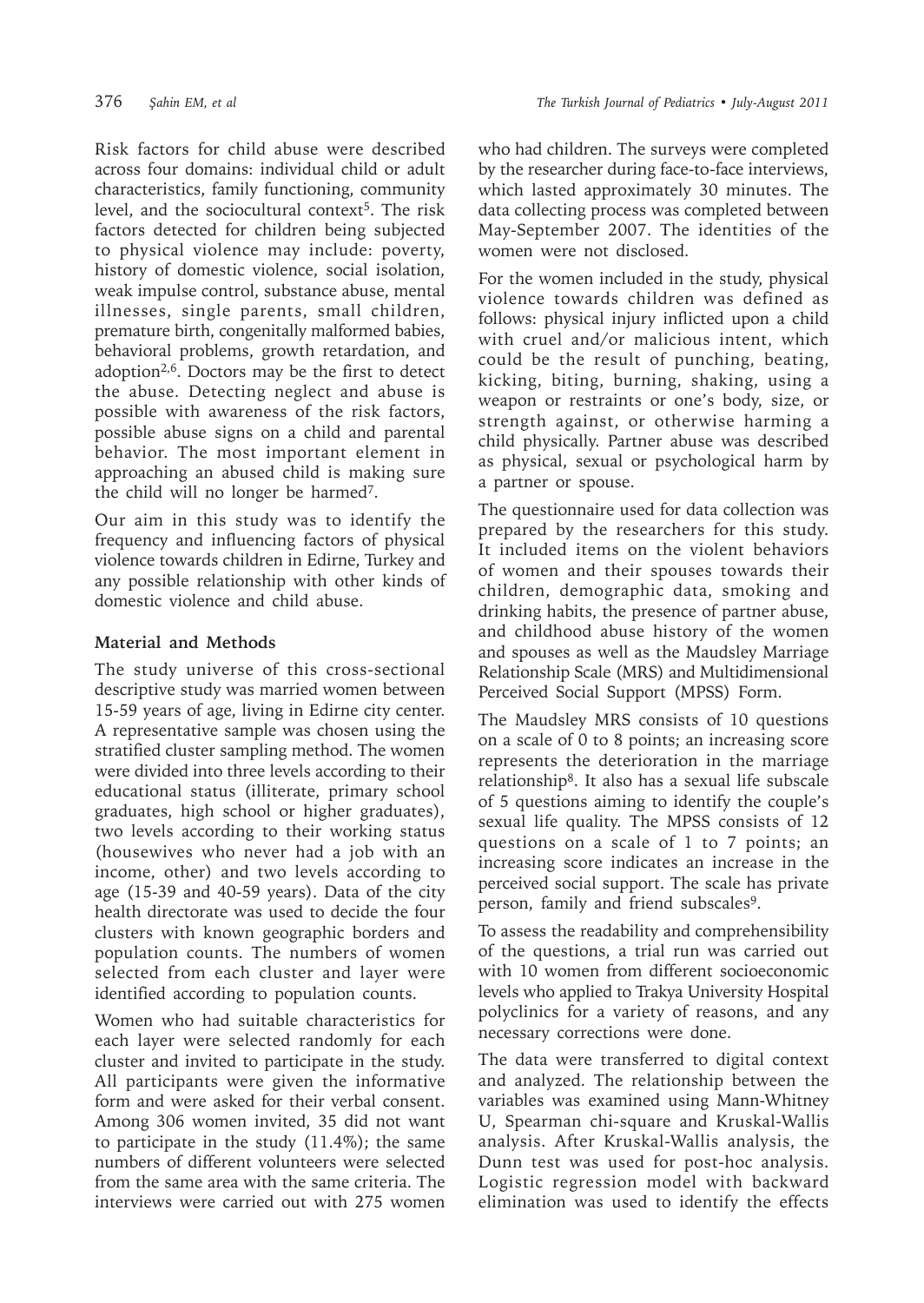Risk factors for child abuse were described across four domains: individual child or adult characteristics, family functioning, community level, and the sociocultural context[5]. The risk factors detected for children being subjected to physical violence may include: poverty, history of domestic violence, social isolation, weak impulse control, substance abuse, mental illnesses, single parents, small children, premature birth, congenitally malformed babies, behavioral problems, growth retardation, and adoption[2,6]. Doctors may be the first to detect the abuse. Detecting neglect and abuse is possible with awareness of the risk factors, possible abuse signs on a child and parental behavior. The most important element in approaching an abused child is making sure the child will no longer be harmed[7].

Our aim in this study was to identify the frequency and influencing factors of physical violence towards children in Edirne, Turkey and any possible relationship with other kinds of domestic violence and child abuse.

## Material and Methods

The study universe of this cross-sectional descriptive study was married women between 15-59 years of age, living in Edirne city center. A representative sample was chosen using the stratified cluster sampling method. The women were divided into three levels according to their educational status (illiterate, primary school graduates, high school or higher graduates), two levels according to their working status (housewives who never had a job with an income, other) and two levels according to age (15-39 and 40-59 years). Data of the city health directorate was used to decide the four clusters with known geographic borders and population counts. The numbers of women selected from each cluster and layer were identified according to population counts.

Women who had suitable characteristics for each layer were selected randomly for each cluster and invited to participate in the study. All participants were given the informative form and were asked for their verbal consent. Among 306 women invited, 35 did not want to participate in the study (11.4%); the same numbers of different volunteers were selected from the same area with the same criteria. The interviews were carried out with 275 women who had children. The surveys were completed by the researcher during face-to-face interviews, which lasted approximately 30 minutes. The data collecting process was completed between May-September 2007. The identities of the women were not disclosed.

For the women included in the study, physical violence towards children was defined as follows: physical injury inflicted upon a child with cruel and/or malicious intent, which could be the result of punching, beating, kicking, biting, burning, shaking, using a weapon or restraints or one's body, size, or strength against, or otherwise harming a child physically. Partner abuse was described as physical, sexual or psychological harm by a partner or spouse.

The questionnaire used for data collection was prepared by the researchers for this study. It included items on the violent behaviors of women and their spouses towards their children, demographic data, smoking and drinking habits, the presence of partner abuse, and childhood abuse history of the women and spouses as well as the Maudsley Marriage Relationship Scale (MRS) and Multidimensional Perceived Social Support (MPSS) Form.

The Maudsley MRS consists of 10 questions on a scale of 0 to 8 points; an increasing score represents the deterioration in the marriage relationship[8]. It also has a sexual life subscale of 5 questions aiming to identify the couple's sexual life quality. The MPSS consists of 12 questions on a scale of 1 to 7 points; an increasing score indicates an increase in the perceived social support. The scale has private person, family and friend subscales[9].

To assess the readability and comprehensibility of the questions, a trial run was carried out with 10 women from different socioeconomic levels who applied to Trakya University Hospital polyclinics for a variety of reasons, and any necessary corrections were done.

The data were transferred to digital context and analyzed. The relationship between the variables was examined using Mann-Whitney U, Spearman chi-square and Kruskal-Wallis analysis. After Kruskal-Wallis analysis, the Dunn test was used for post-hoc analysis. Logistic regression model with backward elimination was used to identify the effects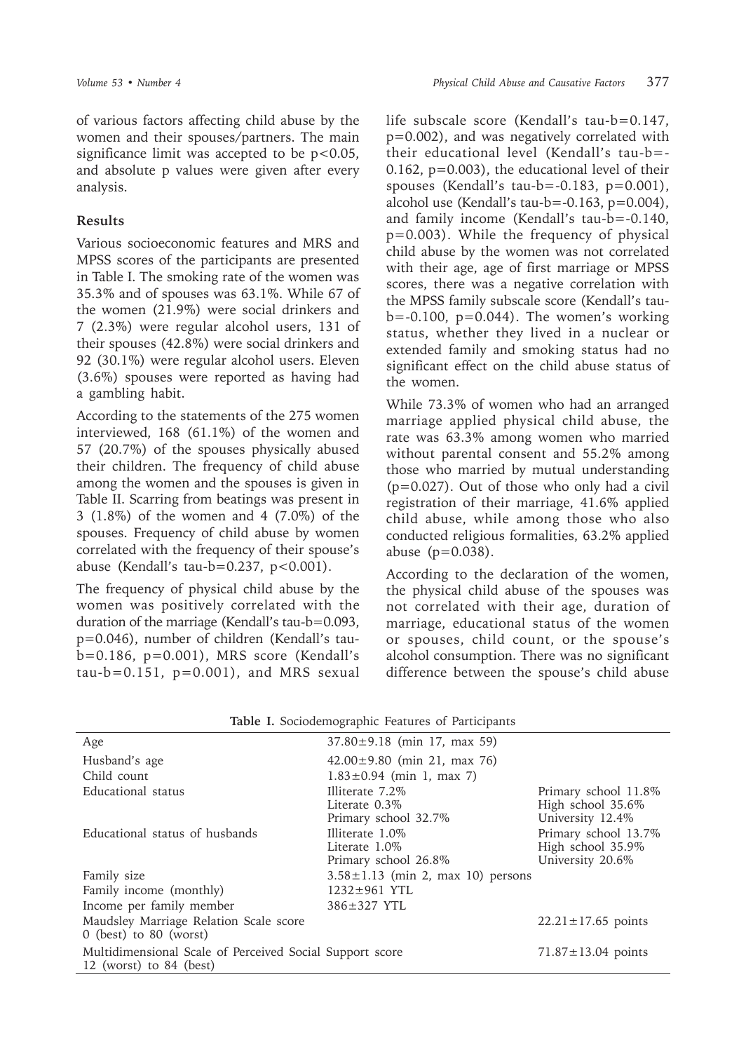of various factors affecting child abuse by the women and their spouses/partners. The main significance limit was accepted to be $p<0.05$, and absolute p values were given after every analysis.

## Results

Various socioeconomic features and MRS and MPSS scores of the participants are presented in Table I. The smoking rate of the women was 35.3% and of spouses was 63.1%. While 67 of the women (21.9%) were social drinkers and 7 (2.3%) were regular alcohol users, 131 of their spouses (42.8%) were social drinkers and 92 (30.1%) were regular alcohol users. Eleven (3.6%) spouses were reported as having had a gambling habit.

According to the statements of the 275 women interviewed, 168 (61.1%) of the women and 57 (20.7%) of the spouses physically abused their children. The frequency of child abuse among the women and the spouses is given in Table II. Scarring from beatings was present in 3 (1.8%) of the women and 4 (7.0%) of the spouses. Frequency of child abuse by women correlated with the frequency of their spouse's abuse (Kendall's tau-b=0.237, $p<0.001$).

The frequency of physical child abuse by the women was positively correlated with the duration of the marriage (Kendall's tau-b=0.093, $p=0.046$), number of children (Kendall's tau-b=0.186, $p=0.001$), MRS score (Kendall's tau-b=0.151, $p=0.001$), and MRS sexual life subscale score (Kendall's tau-b=0.147, $p=0.002$), and was negatively correlated with their educational level (Kendall's tau-b=-0.162, $p=0.003$), the educational level of their spouses (Kendall's tau-b=-0.183, $p=0.001$), alcohol use (Kendall's tau-b=-0.163, $p=0.004$), and family income (Kendall's tau-b=-0.140, $p=0.003$). While the frequency of physical child abuse by the women was not correlated with their age, age of first marriage or MPSS scores, there was a negative correlation with the MPSS family subscale score (Kendall's tau-b=-0.100, $p=0.044$). The women's working status, whether they lived in a nuclear or extended family and smoking status had no significant effect on the child abuse status of the women.

While 73.3% of women who had an arranged marriage applied physical child abuse, the rate was 63.3% among women who married without parental consent and 55.2% among those who married by mutual understanding ($p=0.027$). Out of those who only had a civil registration of their marriage, 41.6% applied child abuse, while among those who also conducted religious formalities, 63.2% applied abuse ($p=0.038$).

According to the declaration of the women, the physical child abuse of the spouses was not correlated with their age, duration of marriage, educational status of the women or spouses, child count, or the spouse's alcohol consumption. There was no significant difference between the spouse's child abuse

**Table I.** Sociodemographic Features of Participants

| | | |
|---|---|---|
| Age | 37.80±9.18 (min 17, max 59) | |
| Husband's age | 42.00±9.80 (min 21, max 76) | |
| Child count | 1.83±0.94 (min 1, max 7) | |
| Educational status | Illiterate 7.2%<br>Literate 0.3%<br>Primary school 32.7% | Primary school 11.8%<br>High school 35.6%<br>University 12.4% |
| Educational status of husbands | Illiterate 1.0%<br>Literate 1.0%<br>Primary school 26.8% | Primary school 13.7%<br>High school 35.9%<br>University 20.6% |
| Family size | 3.58±1.13 (min 2, max 10) persons | |
| Family income (monthly) | 1232±961 YTL | |
| Income per family member | 386±327 YTL | |
| Maudsley Marriage Relation Scale score 0 (best) to 80 (worst) | | 22.21±17.65 points |
| Multidimensional Scale of Perceived Social Support score 12 (worst) to 84 (best) | | 71.87±13.04 points |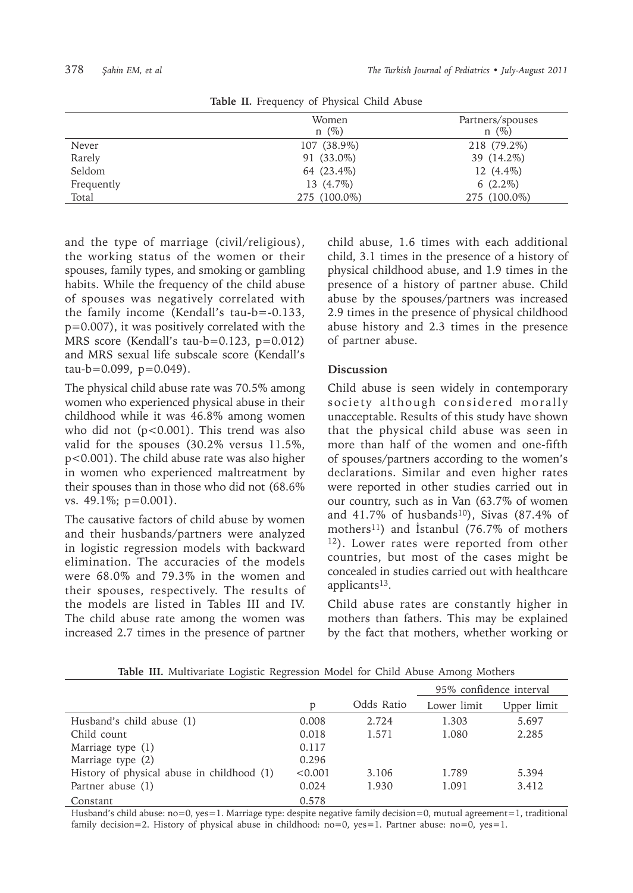**Table II.** Frequency of Physical Child Abuse

| | Women n (%) | Partners/spouses n (%) |
|---|---|---|
| Never | 107 (38.9%) | 218 (79.2%) |
| Rarely | 91 (33.0%) | 39 (14.2%) |
| Seldom | 64 (23.4%) | 12 (4.4%) |
| Frequently | 13 (4.7%) | 6 (2.2%) |
| Total | 275 (100.0%) | 275 (100.0%) |

and the type of marriage (civil/religious), the working status of the women or their spouses, family types, and smoking or gambling habits. While the frequency of the child abuse of spouses was negatively correlated with the family income (Kendall's tau-b=-0.133, p=0.007), it was positively correlated with the MRS score (Kendall's tau-b=0.123, p=0.012) and MRS sexual life subscale score (Kendall's tau-b=0.099, p=0.049).

The physical child abuse rate was 70.5% among women who experienced physical abuse in their childhood while it was 46.8% among women who did not (p<0.001). This trend was also valid for the spouses (30.2% versus 11.5%, p<0.001). The child abuse rate was also higher in women who experienced maltreatment by their spouses than in those who did not (68.6% vs. 49.1%; p=0.001).

The causative factors of child abuse by women and their husbands/partners were analyzed in logistic regression models with backward elimination. The accuracies of the models were 68.0% and 79.3% in the women and their spouses, respectively. The results of the models are listed in Tables III and IV. The child abuse rate among the women was increased 2.7 times in the presence of partner child abuse, 1.6 times with each additional child, 3.1 times in the presence of a history of physical childhood abuse, and 1.9 times in the presence of a history of partner abuse. Child abuse by the spouses/partners was increased 2.9 times in the presence of physical childhood abuse history and 2.3 times in the presence of partner abuse.

## Discussion

Child abuse is seen widely in contemporary society although considered morally unacceptable. Results of this study have shown that the physical child abuse was seen in more than half of the women and one-fifth of spouses/partners according to the women's declarations. Similar and even higher rates were reported in other studies carried out in our country, such as in Van (63.7% of women and 41.7% of husbands[10]), Sivas (87.4% of mothers[11]) and İstanbul (76.7% of mothers [12]). Lower rates were reported from other countries, but most of the cases might be concealed in studies carried out with healthcare applicants[13].

Child abuse rates are constantly higher in mothers than fathers. This may be explained by the fact that mothers, whether working or

**Table III.** Multivariate Logistic Regression Model for Child Abuse Among Mothers

| | p | Odds Ratio | 95% confidence interval | |
|---|---|---|---|---|
| | | | Lower limit | Upper limit |
| Husband's child abuse (1) | 0.008 | 2.724 | 1.303 | 5.697 |
| Child count | 0.018 | 1.571 | 1.080 | 2.285 |
| Marriage type (1) | 0.117 | | | |
| Marriage type (2) | 0.296 | | | |
| History of physical abuse in childhood (1) | <0.001 | 3.106 | 1.789 | 5.394 |
| Partner abuse (1) | 0.024 | 1.930 | 1.091 | 3.412 |
| Constant | 0.578 | | | |

Husband's child abuse: no=0, yes=1. Marriage type: despite negative family decision=0, mutual agreement=1, traditional family decision=2. History of physical abuse in childhood: no=0, yes=1. Partner abuse: no=0, yes=1.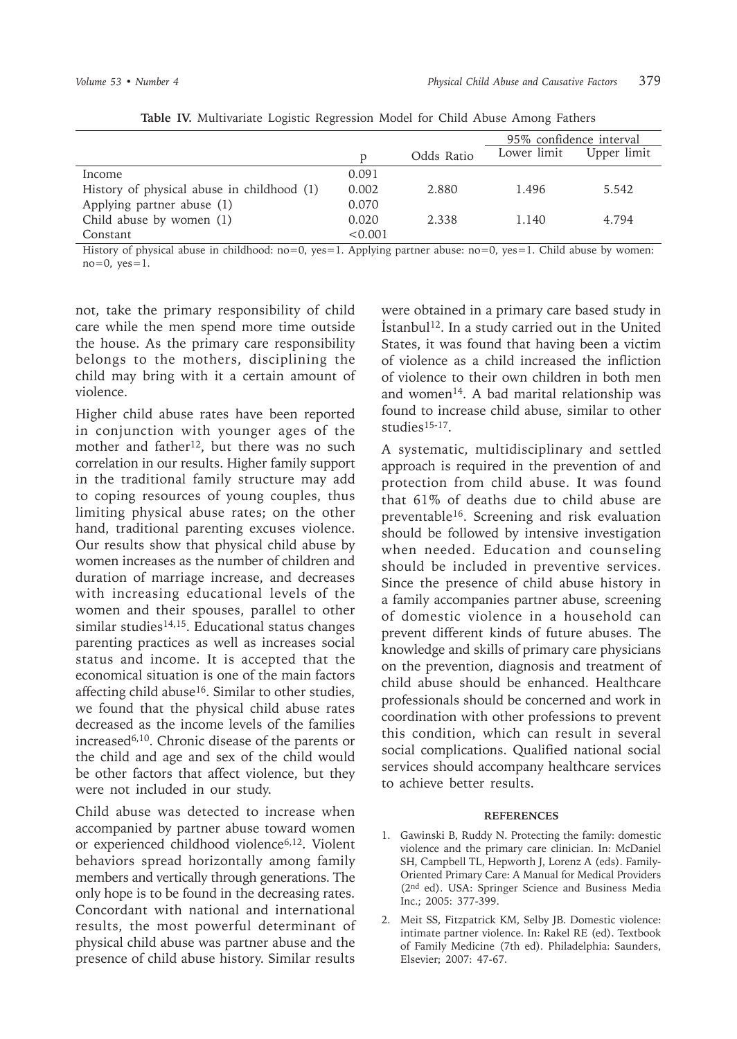**Table IV.** Multivariate Logistic Regression Model for Child Abuse Among Fathers

| | p | Odds Ratio | 95% confidence interval | |
|---|---|---|---|---|
| | | | Lower limit | Upper limit |
| Income | 0.091 | | | |
| History of physical abuse in childhood (1) | 0.002 | 2.880 | 1.496 | 5.542 |
| Applying partner abuse (1) | 0.070 | | | |
| Child abuse by women (1) | 0.020 | 2.338 | 1.140 | 4.794 |
| Constant | <0.001 | | | |

History of physical abuse in childhood: no=0, yes=1. Applying partner abuse: no=0, yes=1. Child abuse by women: no=0, yes=1.

not, take the primary responsibility of child care while the men spend more time outside the house. As the primary care responsibility belongs to the mothers, disciplining the child may bring with it a certain amount of violence.

Higher child abuse rates have been reported in conjunction with younger ages of the mother and father[12], but there was no such correlation in our results. Higher family support in the traditional family structure may add to coping resources of young couples, thus limiting physical abuse rates; on the other hand, traditional parenting excuses violence. Our results show that physical child abuse by women increases as the number of children and duration of marriage increase, and decreases with increasing educational levels of the women and their spouses, parallel to other similar studies[14,15]. Educational status changes parenting practices as well as increases social status and income. It is accepted that the economical situation is one of the main factors affecting child abuse[16]. Similar to other studies, we found that the physical child abuse rates decreased as the income levels of the families increased[6,10]. Chronic disease of the parents or the child and age and sex of the child would be other factors that affect violence, but they were not included in our study.

Child abuse was detected to increase when accompanied by partner abuse toward women or experienced childhood violence[6,12]. Violent behaviors spread horizontally among family members and vertically through generations. The only hope is to be found in the decreasing rates. Concordant with national and international results, the most powerful determinant of physical child abuse was partner abuse and the presence of child abuse history. Similar results were obtained in a primary care based study in İstanbul[12]. In a study carried out in the United States, it was found that having been a victim of violence as a child increased the infliction of violence to their own children in both men and women[14]. A bad marital relationship was found to increase child abuse, similar to other studies[15-17].

A systematic, multidisciplinary and settled approach is required in the prevention of and protection from child abuse. It was found that 61% of deaths due to child abuse are preventable[16]. Screening and risk evaluation should be followed by intensive investigation when needed. Education and counseling should be included in preventive services. Since the presence of child abuse history in a family accompanies partner abuse, screening of domestic violence in a household can prevent different kinds of future abuses. The knowledge and skills of primary care physicians on the prevention, diagnosis and treatment of child abuse should be enhanced. Healthcare professionals should be concerned and work in coordination with other professions to prevent this condition, which can result in several social complications. Qualified national social services should accompany healthcare services to achieve better results.

## REFERENCES

1. Gawinski B, Ruddy N. Protecting the family: domestic violence and the primary care clinician. In: McDaniel SH, Campbell TL, Hepworth J, Lorenz A (eds). Family-Oriented Primary Care: A Manual for Medical Providers (2nd ed). USA: Springer Science and Business Media Inc.; 2005: 377-399.
2. Meit SS, Fitzpatrick KM, Selby JB. Domestic violence: intimate partner violence. In: Rakel RE (ed). Textbook of Family Medicine (7th ed). Philadelphia: Saunders, Elsevier; 2007: 47-67.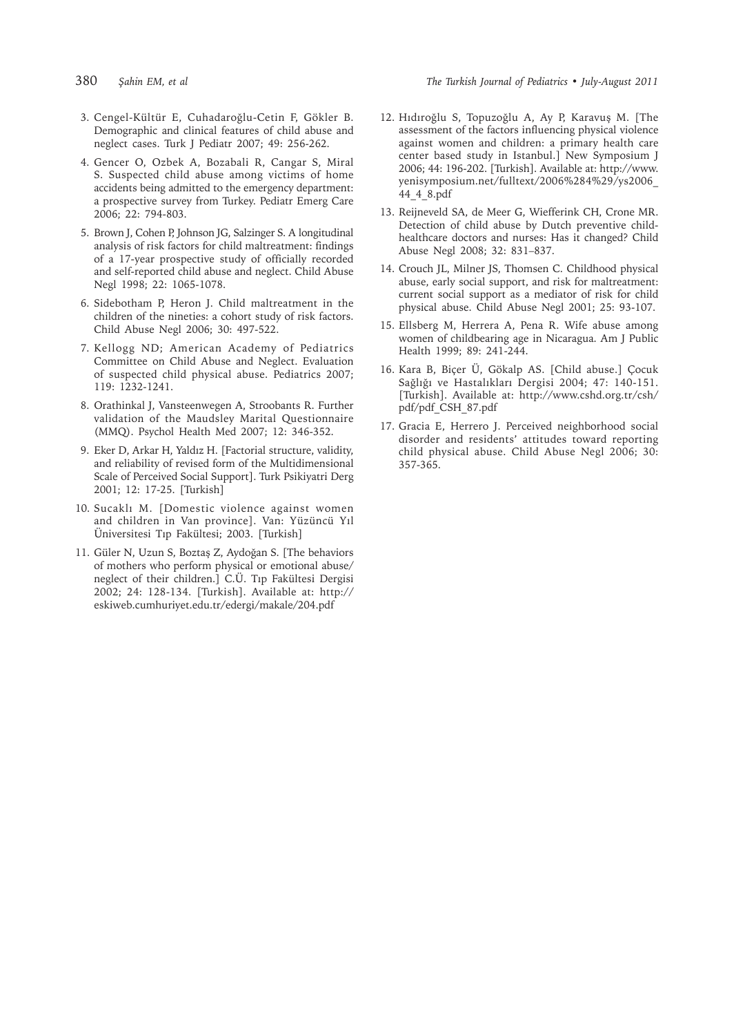3. Cengel-Kültür E, Cuhadaroğlu-Cetin F, Gökler B. Demographic and clinical features of child abuse and neglect cases. Turk J Pediatr 2007; 49: 256-262.
4. Gencer O, Ozbek A, Bozabali R, Cangar S, Miral S. Suspected child abuse among victims of home accidents being admitted to the emergency department: a prospective survey from Turkey. Pediatr Emerg Care 2006; 22: 794-803.
5. Brown J, Cohen P, Johnson JG, Salzinger S. A longitudinal analysis of risk factors for child maltreatment: findings of a 17-year prospective study of officially recorded and self-reported child abuse and neglect. Child Abuse Negl 1998; 22: 1065-1078.
6. Sidebotham P, Heron J. Child maltreatment in the children of the nineties: a cohort study of risk factors. Child Abuse Negl 2006; 30: 497-522.
7. Kellogg ND; American Academy of Pediatrics Committee on Child Abuse and Neglect. Evaluation of suspected child physical abuse. Pediatrics 2007; 119: 1232-1241.
8. Orathinkal J, Vansteenwegen A, Stroobants R. Further validation of the Maudsley Marital Questionnaire (MMQ). Psychol Health Med 2007; 12: 346-352.
9. Eker D, Arkar H, Yaldız H. [Factorial structure, validity, and reliability of revised form of the Multidimensional Scale of Perceived Social Support]. Turk Psikiyatri Derg 2001; 12: 17-25. [Turkish]
10. Sucaklı M. [Domestic violence against women and children in Van province]. Van: Yüzüncü Yıl Üniversitesi Tıp Fakültesi; 2003. [Turkish]
11. Güler N, Uzun S, Boztaş Z, Aydoğan S. [The behaviors of mothers who perform physical or emotional abuse/neglect of their children.] C.Ü. Tıp Fakültesi Dergisi 2002; 24: 128-134. [Turkish]. Available at: http://eskiweb.cumhuriyet.edu.tr/edergi/makale/204.pdf
12. Hıdıroğlu S, Topuzoğlu A, Ay P, Karavuş M. [The assessment of the factors influencing physical violence against women and children: a primary health care center based study in Istanbul.] New Symposium J 2006; 44: 196-202. [Turkish]. Available at: http://www.yenisymposium.net/fulltext/2006%284%29/ys2006_44_4_8.pdf
13. Reijneveld SA, de Meer G, Wiefferink CH, Crone MR. Detection of child abuse by Dutch preventive child-healthcare doctors and nurses: Has it changed? Child Abuse Negl 2008; 32: 831–837.
14. Crouch JL, Milner JS, Thomsen C. Childhood physical abuse, early social support, and risk for maltreatment: current social support as a mediator of risk for child physical abuse. Child Abuse Negl 2001; 25: 93-107.
15. Ellsberg M, Herrera A, Pena R. Wife abuse among women of childbearing age in Nicaragua. Am J Public Health 1999; 89: 241-244.
16. Kara B, Biçer Ü, Gökalp AS. [Child abuse.] Çocuk Sağlığı ve Hastalıkları Dergisi 2004; 47: 140-151. [Turkish]. Available at: http://www.cshd.org.tr/csh/pdf/pdf_CSH_87.pdf
17. Gracia E, Herrero J. Perceived neighborhood social disorder and residents' attitudes toward reporting child physical abuse. Child Abuse Negl 2006; 30: 357-365.